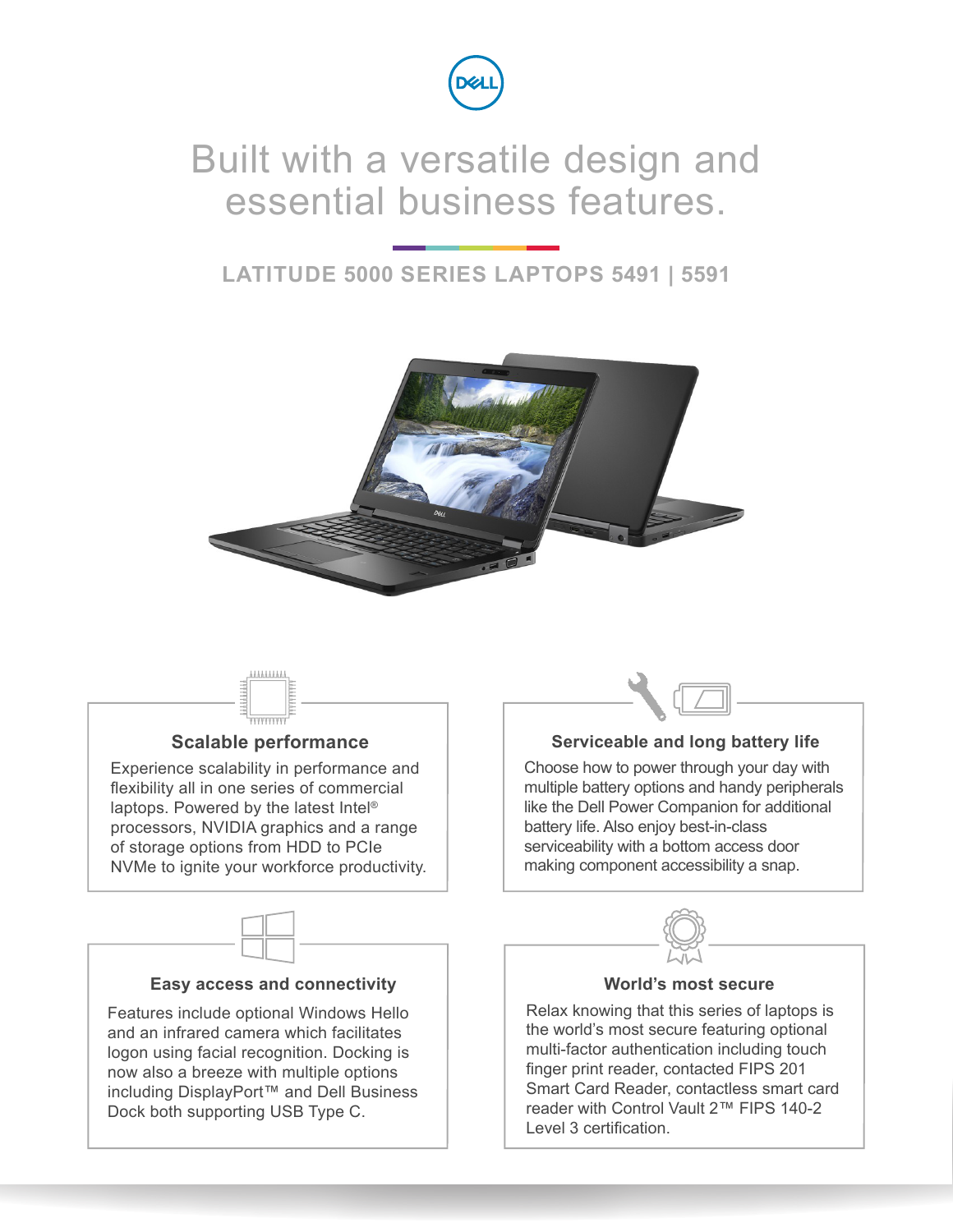# Built with a versatile design and essential business features.

## LATITUDE 5000 SERIES LAPTOPS 5491 | 5591

### Scalable performance

Experience scalability in performance and flexibility all in one series of commercial laptops. Powered by the latest Intel® processors, NVIDIA graphics and a range of storage options from HDD to PCIe NVMe to ignite your workforce productivity.

### Serviceable and long battery life

Choose how to power through your day with multiple battery options and handy peripherals like the Dell Power Companion for additional battery life. Also enjoy best-in-class serviceability with a bottom access door making component accessibility a snap.

### Easy access and connectivity

Features include optional Windows Hello and an infrared camera which facilitates logon using facial recognition. Docking is now also a breeze with multiple options including DisplayPort™ and Dell Business Dock both supporting USB Type C.

### World's most secure

Relax knowing that this series of laptops is the world's most secure featuring optional multi-factor authentication including touch finger print reader, contacted FIPS 201 Smart Card Reader, contactless smart card reader with Control Vault 2™ FIPS 140-2 Level 3 certification.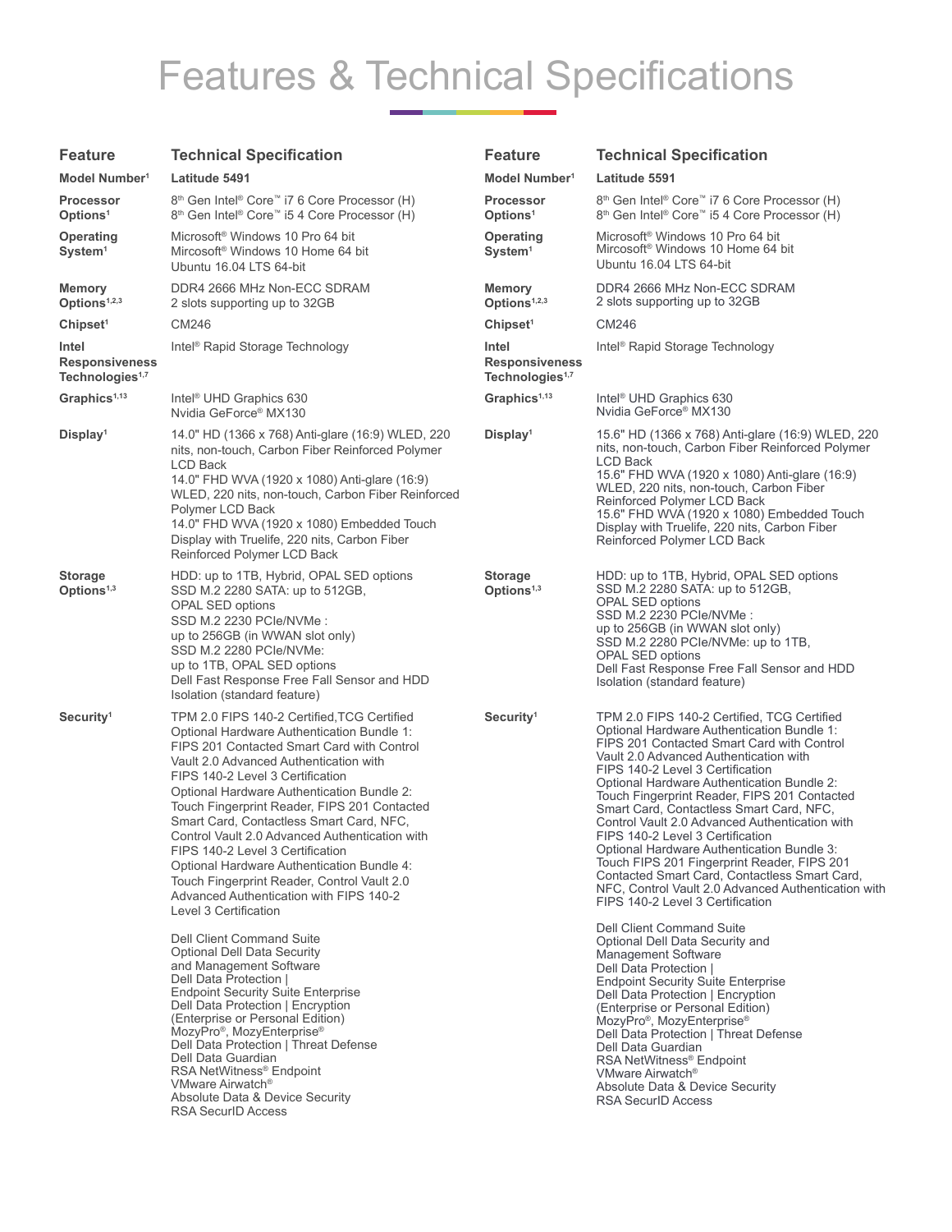# Features & Technical Specifications

| Feature | Technical Specification |
| --- | --- |
| **Model Number[1]** | **Latitude 5491** |
| **Processor Options[1]** | 8th Gen Intel® Core™ i7 6 Core Processor (H)<br>8th Gen Intel® Core™ i5 4 Core Processor (H) |
| **Operating System[1]** | Microsoft® Windows 10 Pro 64 bit<br>Mircosoft® Windows 10 Home 64 bit<br>Ubuntu 16.04 LTS 64-bit |
| **Memory Options[1,2,3]** | DDR4 2666 MHz Non-ECC SDRAM<br>2 slots supporting up to 32GB |
| **Chipset[1]** | CM246 |
| **Intel Responsiveness Technologies[1,7]** | Intel® Rapid Storage Technology |
| **Graphics[1,13]** | Intel® UHD Graphics 630<br>Nvidia GeForce® MX130 |
| **Display[1]** | 14.0" HD (1366 x 768) Anti-glare (16:9) WLED, 220 nits, non-touch, Carbon Fiber Reinforced Polymer LCD Back<br>14.0" FHD WVA (1920 x 1080) Anti-glare (16:9) WLED, 220 nits, non-touch, Carbon Fiber Reinforced Polymer LCD Back<br>14.0" FHD WVA (1920 x 1080) Embedded Touch Display with Truelife, 220 nits, Carbon Fiber Reinforced Polymer LCD Back |
| **Storage Options[1,3]** | HDD: up to 1TB, Hybrid, OPAL SED options<br>SSD M.2 2280 SATA: up to 512GB, OPAL SED options<br>SSD M.2 2230 PCIe/NVMe : up to 256GB (in WWAN slot only)<br>SSD M.2 2280 PCIe/NVMe: up to 1TB, OPAL SED options<br>Dell Fast Response Free Fall Sensor and HDD Isolation (standard feature) |
| **Security[1]** | TPM 2.0 FIPS 140-2 Certified,TCG Certified<br>Optional Hardware Authentication Bundle 1: FIPS 201 Contacted Smart Card with Control Vault 2.0 Advanced Authentication with FIPS 140-2 Level 3 Certification<br>Optional Hardware Authentication Bundle 2: Touch Fingerprint Reader, FIPS 201 Contacted Smart Card, Contactless Smart Card, NFC, Control Vault 2.0 Advanced Authentication with FIPS 140-2 Level 3 Certification<br>Optional Hardware Authentication Bundle 4: Touch Fingerprint Reader, Control Vault 2.0 Advanced Authentication with FIPS 140-2 Level 3 Certification<br><br>Dell Client Command Suite<br>Optional Dell Data Security and Management Software<br>Dell Data Protection \| Endpoint Security Suite Enterprise<br>Dell Data Protection \| Encryption (Enterprise or Personal Edition)<br>MozyPro®, MozyEnterprise®<br>Dell Data Protection \| Threat Defense<br>Dell Data Guardian<br>RSA NetWitness® Endpoint<br>VMware Airwatch®<br>Absolute Data & Device Security<br>RSA SecurID Access |

| Feature | Technical Specification |
| --- | --- |
| **Model Number[1]** | **Latitude 5591** |
| **Processor Options[1]** | 8th Gen Intel® Core™ i7 6 Core Processor (H)<br>8th Gen Intel® Core™ i5 4 Core Processor (H) |
| **Operating System[1]** | Microsoft® Windows 10 Pro 64 bit<br>Mircosoft® Windows 10 Home 64 bit<br>Ubuntu 16.04 LTS 64-bit |
| **Memory Options[1,2,3]** | DDR4 2666 MHz Non-ECC SDRAM<br>2 slots supporting up to 32GB |
| **Chipset[1]** | CM246 |
| **Intel Responsiveness Technologies[1,7]** | Intel® Rapid Storage Technology |
| **Graphics[1,13]** | Intel® UHD Graphics 630<br>Nvidia GeForce® MX130 |
| **Display[1]** | 15.6" HD (1366 x 768) Anti-glare (16:9) WLED, 220 nits, non-touch, Carbon Fiber Reinforced Polymer LCD Back<br>15.6" FHD WVA (1920 x 1080) Anti-glare (16:9) WLED, 220 nits, non-touch, Carbon Fiber Reinforced Polymer LCD Back<br>15.6" FHD WVA (1920 x 1080) Embedded Touch Display with Truelife, 220 nits, Carbon Fiber Reinforced Polymer LCD Back |
| **Storage Options[1,3]** | HDD: up to 1TB, Hybrid, OPAL SED options<br>SSD M.2 2280 SATA: up to 512GB, OPAL SED options<br>SSD M.2 2230 PCIe/NVMe : up to 256GB (in WWAN slot only)<br>SSD M.2 2280 PCIe/NVMe: up to 1TB, OPAL SED options<br>Dell Fast Response Free Fall Sensor and HDD Isolation (standard feature) |
| **Security[1]** | TPM 2.0 FIPS 140-2 Certified, TCG Certified<br>Optional Hardware Authentication Bundle 1: FIPS 201 Contacted Smart Card with Control Vault 2.0 Advanced Authentication with FIPS 140-2 Level 3 Certification<br>Optional Hardware Authentication Bundle 2: Touch Fingerprint Reader, FIPS 201 Contacted Smart Card, Contactless Smart Card, NFC, Control Vault 2.0 Advanced Authentication with FIPS 140-2 Level 3 Certification<br>Optional Hardware Authentication Bundle 3: Touch FIPS 201 Fingerprint Reader, FIPS 201 Contacted Smart Card, Contactless Smart Card, NFC, Control Vault 2.0 Advanced Authentication with FIPS 140-2 Level 3 Certification<br><br>Dell Client Command Suite<br>Optional Dell Data Security and Management Software<br>Dell Data Protection \| Endpoint Security Suite Enterprise<br>Dell Data Protection \| Encryption (Enterprise or Personal Edition)<br>MozyPro®, MozyEnterprise®<br>Dell Data Protection \| Threat Defense<br>Dell Data Guardian<br>RSA NetWitness® Endpoint<br>VMware Airwatch®<br>Absolute Data & Device Security<br>RSA SecurID Access |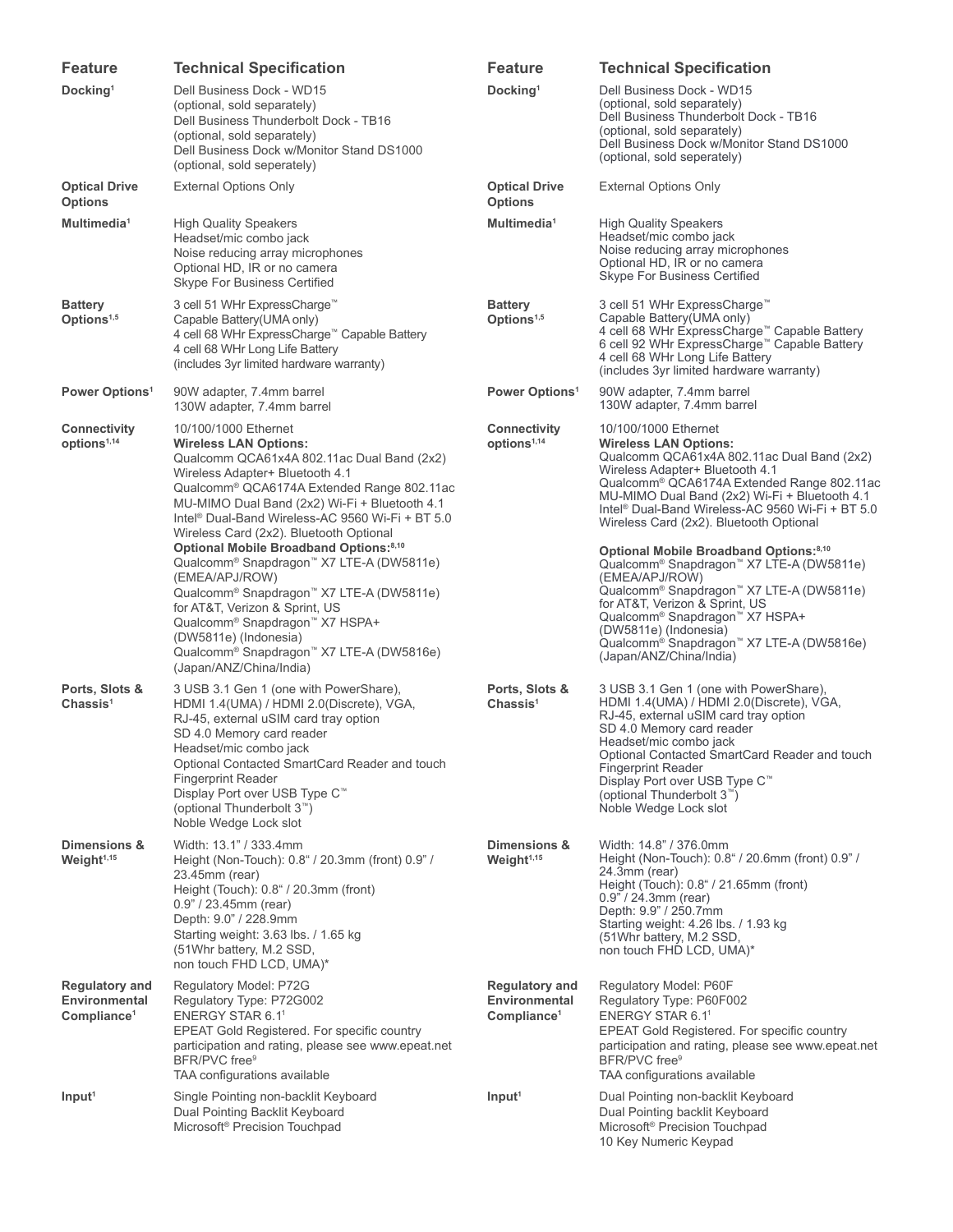| Feature | Technical Specification |
| --- | --- |
| **Docking**[1] | Dell Business Dock - WD15<br>(optional, sold separately)<br>Dell Business Thunderbolt Dock - TB16<br>(optional, sold separately)<br>Dell Business Dock w/Monitor Stand DS1000<br>(optional, sold seperately) |
| **Optical Drive Options** | External Options Only |
| **Multimedia**[1] | High Quality Speakers<br>Headset/mic combo jack<br>Noise reducing array microphones<br>Optional HD, IR or no camera<br>Skype For Business Certified |
| **Battery Options**[1,5] | 3 cell 51 WHr ExpressCharge™ Capable Battery(UMA only)<br>4 cell 68 WHr ExpressCharge™ Capable Battery<br>4 cell 68 WHr Long Life Battery<br>(includes 3yr limited hardware warranty) |
| **Power Options**[1] | 90W adapter, 7.4mm barrel<br>130W adapter, 7.4mm barrel |
| **Connectivity options**[1,14] | 10/100/1000 Ethernet<br>**Wireless LAN Options:**<br>Qualcomm QCA61x4A 802.11ac Dual Band (2x2) Wireless Adapter+ Bluetooth 4.1<br>Qualcomm® QCA6174A Extended Range 802.11ac MU-MIMO Dual Band (2x2) Wi-Fi + Bluetooth 4.1<br>Intel® Dual-Band Wireless-AC 9560 Wi-Fi + BT 5.0 Wireless Card (2x2). Bluetooth Optional<br>**Optional Mobile Broadband Options:**[8,10]<br>Qualcomm® Snapdragon™ X7 LTE-A (DW5811e) (EMEA/APJ/ROW)<br>Qualcomm® Snapdragon™ X7 LTE-A (DW5811e) for AT&T, Verizon & Sprint, US<br>Qualcomm® Snapdragon™ X7 HSPA+ (DW5811e) (Indonesia)<br>Qualcomm® Snapdragon™ X7 LTE-A (DW5816e) (Japan/ANZ/China/India) |
| **Ports, Slots & Chassis**[1] | 3 USB 3.1 Gen 1 (one with PowerShare), HDMI 1.4(UMA) / HDMI 2.0(Discrete), VGA, RJ-45, external uSIM card tray option<br>SD 4.0 Memory card reader<br>Headset/mic combo jack<br>Optional Contacted SmartCard Reader and touch Fingerprint Reader<br>Display Port over USB Type C™ (optional Thunderbolt 3™)<br>Noble Wedge Lock slot |
| **Dimensions & Weight**[1,15] | Width: 13.1" / 333.4mm<br>Height (Non-Touch): 0.8" / 20.3mm (front) 0.9" / 23.45mm (rear)<br>Height (Touch): 0.8" / 20.3mm (front) 0.9" / 23.45mm (rear)<br>Depth: 9.0" / 228.9mm<br>Starting weight: 3.63 lbs. / 1.65 kg (51Whr battery, M.2 SSD, non touch FHD LCD, UMA)* |
| **Regulatory and Environmental Compliance**[1] | Regulatory Model: P72G<br>Regulatory Type: P72G002<br>ENERGY STAR 6.1[1]<br>EPEAT Gold Registered. For specific country participation and rating, please see www.epeat.net<br>BFR/PVC free[9]<br>TAA configurations available |
| **Input**[1] | Single Pointing non-backlit Keyboard<br>Dual Pointing Backlit Keyboard<br>Microsoft® Precision Touchpad |

| Feature | Technical Specification |
| --- | --- |
| **Docking**[1] | Dell Business Dock - WD15<br>(optional, sold separately)<br>Dell Business Thunderbolt Dock - TB16<br>(optional, sold separately)<br>Dell Business Dock w/Monitor Stand DS1000<br>(optional, sold seperately) |
| **Optical Drive Options** | External Options Only |
| **Multimedia**[1] | High Quality Speakers<br>Headset/mic combo jack<br>Noise reducing array microphones<br>Optional HD, IR or no camera<br>Skype For Business Certified |
| **Battery Options**[1,5] | 3 cell 51 WHr ExpressCharge™ Capable Battery(UMA only)<br>4 cell 68 WHr ExpressCharge™ Capable Battery<br>6 cell 92 WHr ExpressCharge™ Capable Battery<br>4 cell 68 WHr Long Life Battery<br>(includes 3yr limited hardware warranty) |
| **Power Options**[1] | 90W adapter, 7.4mm barrel<br>130W adapter, 7.4mm barrel |
| **Connectivity options**[1,14] | 10/100/1000 Ethernet<br>**Wireless LAN Options:**<br>Qualcomm QCA61x4A 802.11ac Dual Band (2x2) Wireless Adapter+ Bluetooth 4.1<br>Qualcomm® QCA6174A Extended Range 802.11ac MU-MIMO Dual Band (2x2) Wi-Fi + Bluetooth 4.1<br>Intel® Dual-Band Wireless-AC 9560 Wi-Fi + BT 5.0 Wireless Card (2x2). Bluetooth Optional<br>**Optional Mobile Broadband Options:**[8,10]<br>Qualcomm® Snapdragon™ X7 LTE-A (DW5811e) (EMEA/APJ/ROW)<br>Qualcomm® Snapdragon™ X7 LTE-A (DW5811e) for AT&T, Verizon & Sprint, US<br>Qualcomm® Snapdragon™ X7 HSPA+ (DW5811e) (Indonesia)<br>Qualcomm® Snapdragon™ X7 LTE-A (DW5816e) (Japan/ANZ/China/India) |
| **Ports, Slots & Chassis**[1] | 3 USB 3.1 Gen 1 (one with PowerShare), HDMI 1.4(UMA) / HDMI 2.0(Discrete), VGA, RJ-45, external uSIM card tray option<br>SD 4.0 Memory card reader<br>Headset/mic combo jack<br>Optional Contacted SmartCard Reader and touch Fingerprint Reader<br>Display Port over USB Type C™ (optional Thunderbolt 3™)<br>Noble Wedge Lock slot |
| **Dimensions & Weight**[1,15] | Width: 14.8" / 376.0mm<br>Height (Non-Touch): 0.8" / 20.6mm (front) 0.9" / 24.3mm (rear)<br>Height (Touch): 0.8" / 21.65mm (front) 0.9" / 24.3mm (rear)<br>Depth: 9.9" / 250.7mm<br>Starting weight: 4.26 lbs. / 1.93 kg (51Whr battery, M.2 SSD, non touch FHD LCD, UMA)* |
| **Regulatory and Environmental Compliance**[1] | Regulatory Model: P60F<br>Regulatory Type: P60F002<br>ENERGY STAR 6.1[1]<br>EPEAT Gold Registered. For specific country participation and rating, please see www.epeat.net<br>BFR/PVC free[9]<br>TAA configurations available |
| **Input**[1] | Dual Pointing non-backlit Keyboard<br>Dual Pointing backlit Keyboard<br>Microsoft® Precision Touchpad<br>10 Key Numeric Keypad |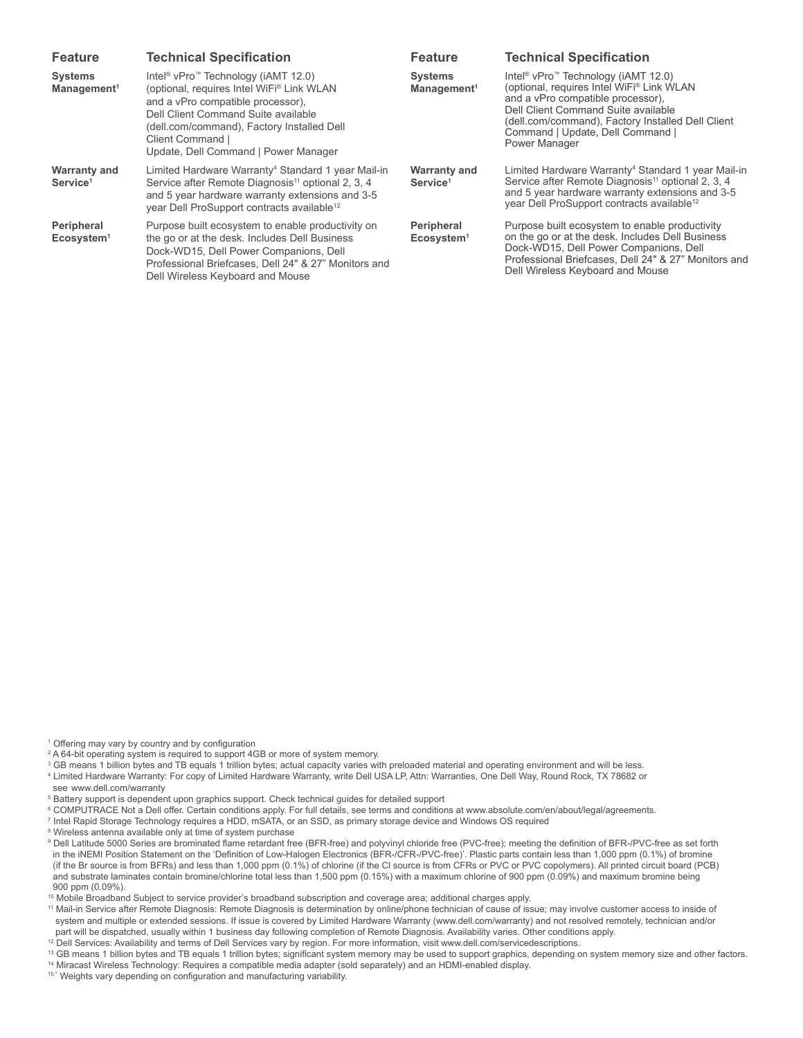| Feature | Technical Specification |
| --- | --- |
| Systems Management[1] | Intel® vPro™ Technology (iAMT 12.0) (optional, requires Intel WiFi® Link WLAN and a vPro compatible processor), Dell Client Command Suite available (dell.com/command), Factory Installed Dell Client Command \| Update, Dell Command \| Power Manager |
| Warranty and Service[1] | Limited Hardware Warranty[4] Standard 1 year Mail-in Service after Remote Diagnosis[11] optional 2, 3, 4 and 5 year hardware warranty extensions and 3-5 year Dell ProSupport contracts available[12] |
| Peripheral Ecosystem[1] | Purpose built ecosystem to enable productivity on the go or at the desk. Includes Dell Business Dock-WD15, Dell Power Companions, Dell Professional Briefcases, Dell 24" & 27" Monitors and Dell Wireless Keyboard and Mouse |

| Feature | Technical Specification |
| --- | --- |
| Systems Management[1] | Intel® vPro™ Technology (iAMT 12.0) (optional, requires Intel WiFi® Link WLAN and a vPro compatible processor), Dell Client Command Suite available (dell.com/command), Factory Installed Dell Client Command \| Update, Dell Command \| Power Manager |
| Warranty and Service[1] | Limited Hardware Warranty[4] Standard 1 year Mail-in Service after Remote Diagnosis[11] optional 2, 3, 4 and 5 year hardware warranty extensions and 3-5 year Dell ProSupport contracts available[12] |
| Peripheral Ecosystem[1] | Purpose built ecosystem to enable productivity on the go or at the desk. Includes Dell Business Dock-WD15, Dell Power Companions, Dell Professional Briefcases, Dell 24" & 27" Monitors and Dell Wireless Keyboard and Mouse |

[1] Offering may vary by country and by configuration

[2] A 64-bit operating system is required to support 4GB or more of system memory.

[3] GB means 1 billion bytes and TB equals 1 trillion bytes; actual capacity varies with preloaded material and operating environment and will be less.

[4] Limited Hardware Warranty: For copy of Limited Hardware Warranty, write Dell USA LP, Attn: Warranties, One Dell Way, Round Rock, TX 78682 or see www.dell.com/warranty

[5] Battery support is dependent upon graphics support. Check technical guides for detailed support

[6] COMPUTRACE Not a Dell offer. Certain conditions apply. For full details, see terms and conditions at www.absolute.com/en/about/legal/agreements.

[7] Intel Rapid Storage Technology requires a HDD, mSATA, or an SSD, as primary storage device and Windows OS required

[8] Wireless antenna available only at time of system purchase

[9] Dell Latitude 5000 Series are brominated flame retardant free (BFR-free) and polyvinyl chloride free (PVC-free); meeting the definition of BFR-/PVC-free as set forth in the iNEMI Position Statement on the 'Definition of Low-Halogen Electronics (BFR-/CFR-/PVC-free)'. Plastic parts contain less than 1,000 ppm (0.1%) of bromine (if the Br source is from BFRs) and less than 1,000 ppm (0.1%) of chlorine (if the Cl source is from CFRs or PVC or PVC copolymers). All printed circuit board (PCB) and substrate laminates contain bromine/chlorine total less than 1,500 ppm (0.15%) with a maximum chlorine of 900 ppm (0.09%) and maximum bromine being 900 ppm (0.09%).

[10] Mobile Broadband Subject to service provider's broadband subscription and coverage area; additional charges apply.

[11] Mail-in Service after Remote Diagnosis: Remote Diagnosis is determination by online/phone technician of cause of issue; may involve customer access to inside of system and multiple or extended sessions. If issue is covered by Limited Hardware Warranty (www.dell.com/warranty) and not resolved remotely, technician and/or part will be dispatched, usually within 1 business day following completion of Remote Diagnosis. Availability varies. Other conditions apply.

[12] Dell Services: Availability and terms of Dell Services vary by region. For more information, visit www.dell.com/servicedescriptions.

[13] GB means 1 billion bytes and TB equals 1 trillion bytes; significant system memory may be used to support graphics, depending on system memory size and other factors.

[14] Miracast Wireless Technology: Requires a compatible media adapter (sold separately) and an HDMI-enabled display.

[15,*] Weights vary depending on configuration and manufacturing variability.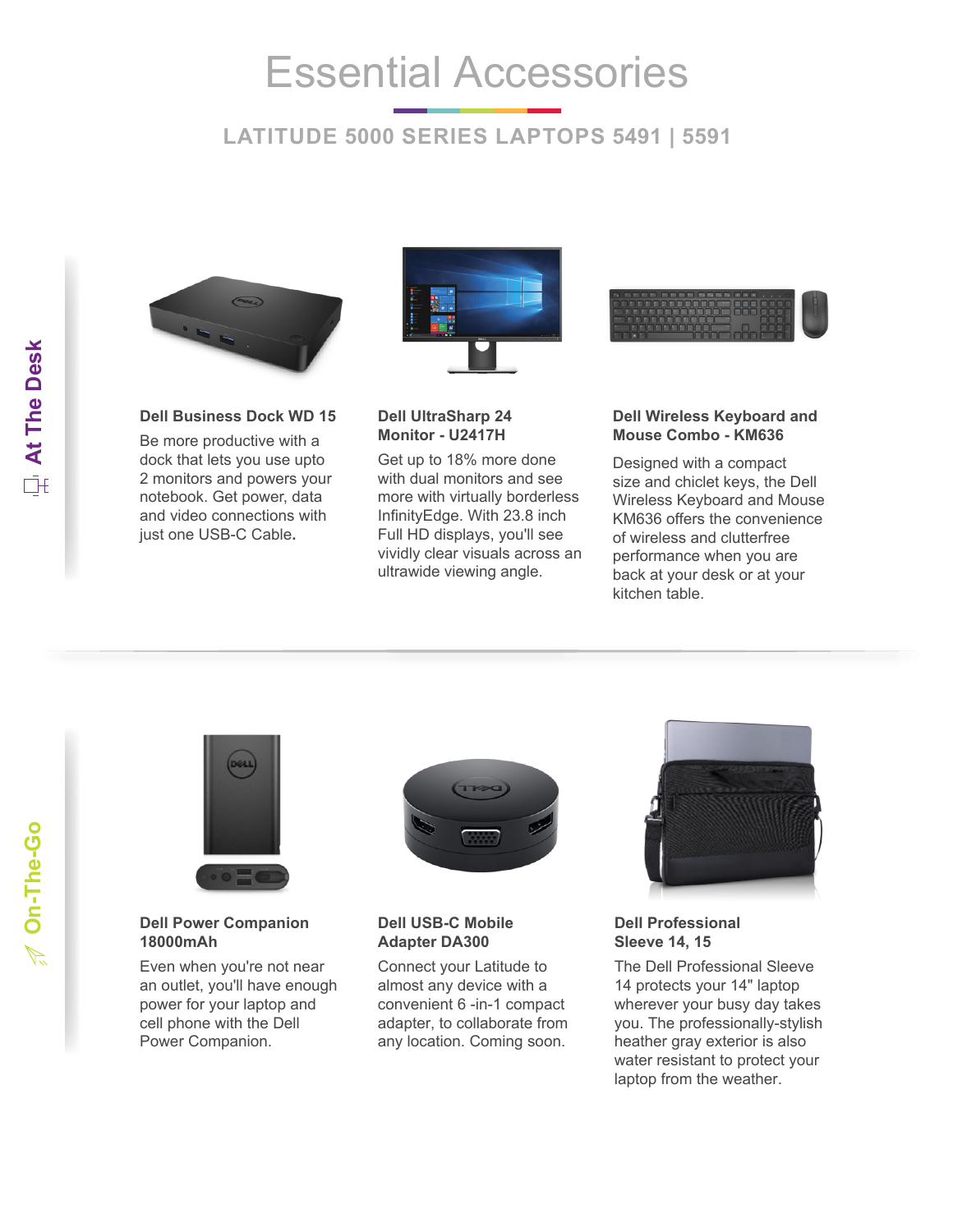# Essential Accessories

## LATITUDE 5000 SERIES LAPTOPS 5491 | 5591

## At The Desk

### Dell Business Dock WD 15

Be more productive with a dock that lets you use upto 2 monitors and powers your notebook. Get power, data and video connections with just one USB-C Cable.

### Dell UltraSharp 24 Monitor - U2417H

Get up to 18% more done with dual monitors and see more with virtually borderless InfinityEdge. With 23.8 inch Full HD displays, you'll see vividly clear visuals across an ultrawide viewing angle.

### Dell Wireless Keyboard and Mouse Combo - KM636

Designed with a compact size and chiclet keys, the Dell Wireless Keyboard and Mouse KM636 offers the convenience of wireless and clutterfree performance when you are back at your desk or at your kitchen table.

## On-The-Go

### Dell Power Companion 18000mAh

Even when you're not near an outlet, you'll have enough power for your laptop and cell phone with the Dell Power Companion.

### Dell USB-C Mobile Adapter DA300

Connect your Latitude to almost any device with a convenient 6 -in-1 compact adapter, to collaborate from any location. Coming soon.

### Dell Professional Sleeve 14, 15

The Dell Professional Sleeve 14 protects your 14" laptop wherever your busy day takes you. The professionally-stylish heather gray exterior is also water resistant to protect your laptop from the weather.